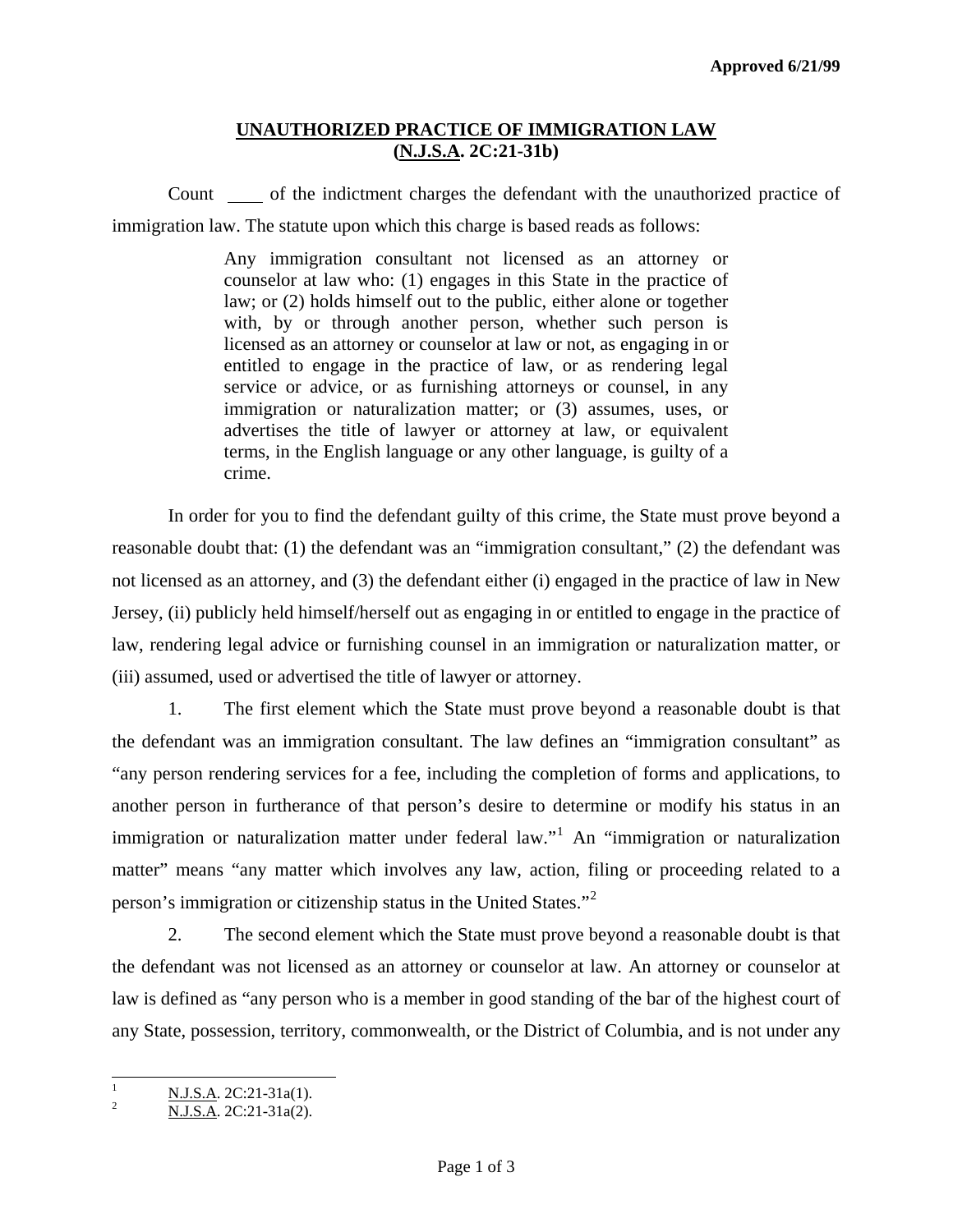**Approved 6/21/99**

# UNAUTHORIZED PRACTICE OF IMMIGRATION LAW (N.J.S.A. 2C:21-31b)

Count ____ of the indictment charges the defendant with the unauthorized practice of immigration law. The statute upon which this charge is based reads as follows:

> Any immigration consultant not licensed as an attorney or counselor at law who: (1) engages in this State in the practice of law; or (2) holds himself out to the public, either alone or together with, by or through another person, whether such person is licensed as an attorney or counselor at law or not, as engaging in or entitled to engage in the practice of law, or as rendering legal service or advice, or as furnishing attorneys or counsel, in any immigration or naturalization matter; or (3) assumes, uses, or advertises the title of lawyer or attorney at law, or equivalent terms, in the English language or any other language, is guilty of a crime.

In order for you to find the defendant guilty of this crime, the State must prove beyond a reasonable doubt that: (1) the defendant was an "immigration consultant," (2) the defendant was not licensed as an attorney, and (3) the defendant either (i) engaged in the practice of law in New Jersey, (ii) publicly held himself/herself out as engaging in or entitled to engage in the practice of law, rendering legal advice or furnishing counsel in an immigration or naturalization matter, or (iii) assumed, used or advertised the title of lawyer or attorney.

1. The first element which the State must prove beyond a reasonable doubt is that the defendant was an immigration consultant. The law defines an "immigration consultant" as "any person rendering services for a fee, including the completion of forms and applications, to another person in furtherance of that person's desire to determine or modify his status in an immigration or naturalization matter under federal law."[1] An "immigration or naturalization matter" means "any matter which involves any law, action, filing or proceeding related to a person's immigration or citizenship status in the United States."[2]

2. The second element which the State must prove beyond a reasonable doubt is that the defendant was not licensed as an attorney or counselor at law. An attorney or counselor at law is defined as "any person who is a member in good standing of the bar of the highest court of any State, possession, territory, commonwealth, or the District of Columbia, and is not under any

---

[1] N.J.S.A. 2C:21-31a(1).

[2] N.J.S.A. 2C:21-31a(2).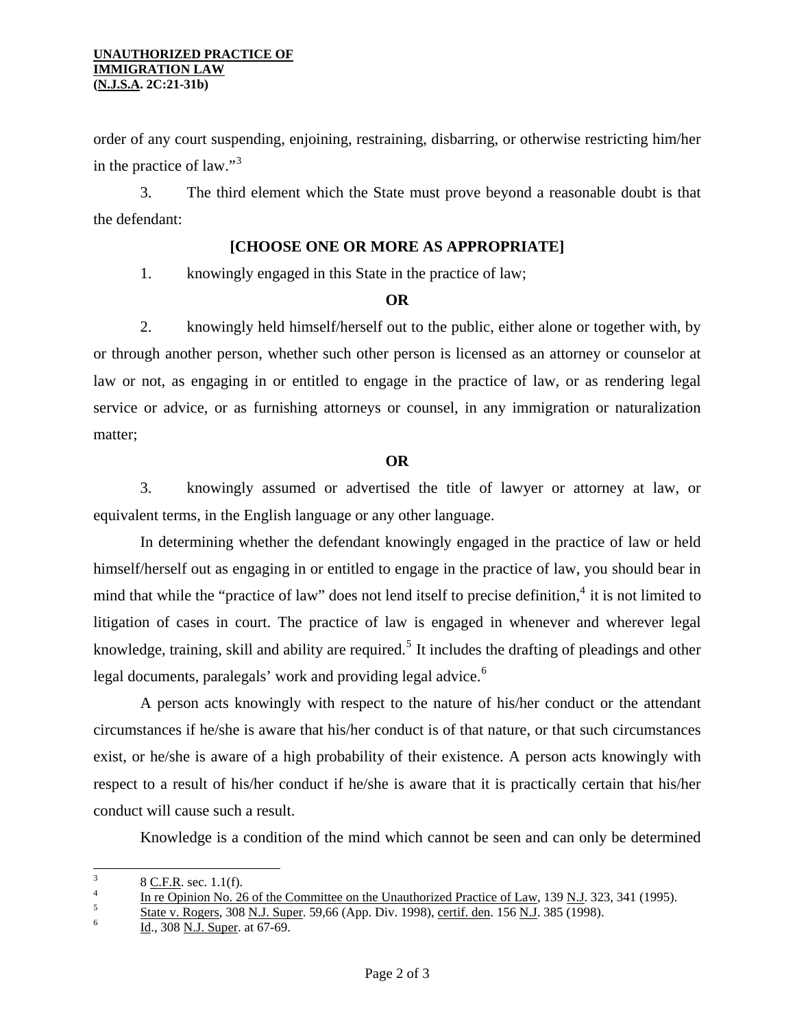order of any court suspending, enjoining, restraining, disbarring, or otherwise restricting him/her in the practice of law."[3]

3. The third element which the State must prove beyond a reasonable doubt is that the defendant:

**[CHOOSE ONE OR MORE AS APPROPRIATE]**

1. knowingly engaged in this State in the practice of law;

**OR**

2. knowingly held himself/herself out to the public, either alone or together with, by or through another person, whether such other person is licensed as an attorney or counselor at law or not, as engaging in or entitled to engage in the practice of law, or as rendering legal service or advice, or as furnishing attorneys or counsel, in any immigration or naturalization matter;

**OR**

3. knowingly assumed or advertised the title of lawyer or attorney at law, or equivalent terms, in the English language or any other language.

In determining whether the defendant knowingly engaged in the practice of law or held himself/herself out as engaging in or entitled to engage in the practice of law, you should bear in mind that while the "practice of law" does not lend itself to precise definition,[4] it is not limited to litigation of cases in court. The practice of law is engaged in whenever and wherever legal knowledge, training, skill and ability are required.[5] It includes the drafting of pleadings and other legal documents, paralegals' work and providing legal advice.[6]

A person acts knowingly with respect to the nature of his/her conduct or the attendant circumstances if he/she is aware that his/her conduct is of that nature, or that such circumstances exist, or he/she is aware of a high probability of their existence. A person acts knowingly with respect to a result of his/her conduct if he/she is aware that it is practically certain that his/her conduct will cause such a result.

Knowledge is a condition of the mind which cannot be seen and can only be determined

---

[3] 8 C.F.R. sec. 1.1(f).

[4] In re Opinion No. 26 of the Committee on the Unauthorized Practice of Law, 139 N.J. 323, 341 (1995).

[5] State v. Rogers, 308 N.J. Super. 59,66 (App. Div. 1998), certif. den. 156 N.J. 385 (1998).

[6] Id., 308 N.J. Super. at 67-69.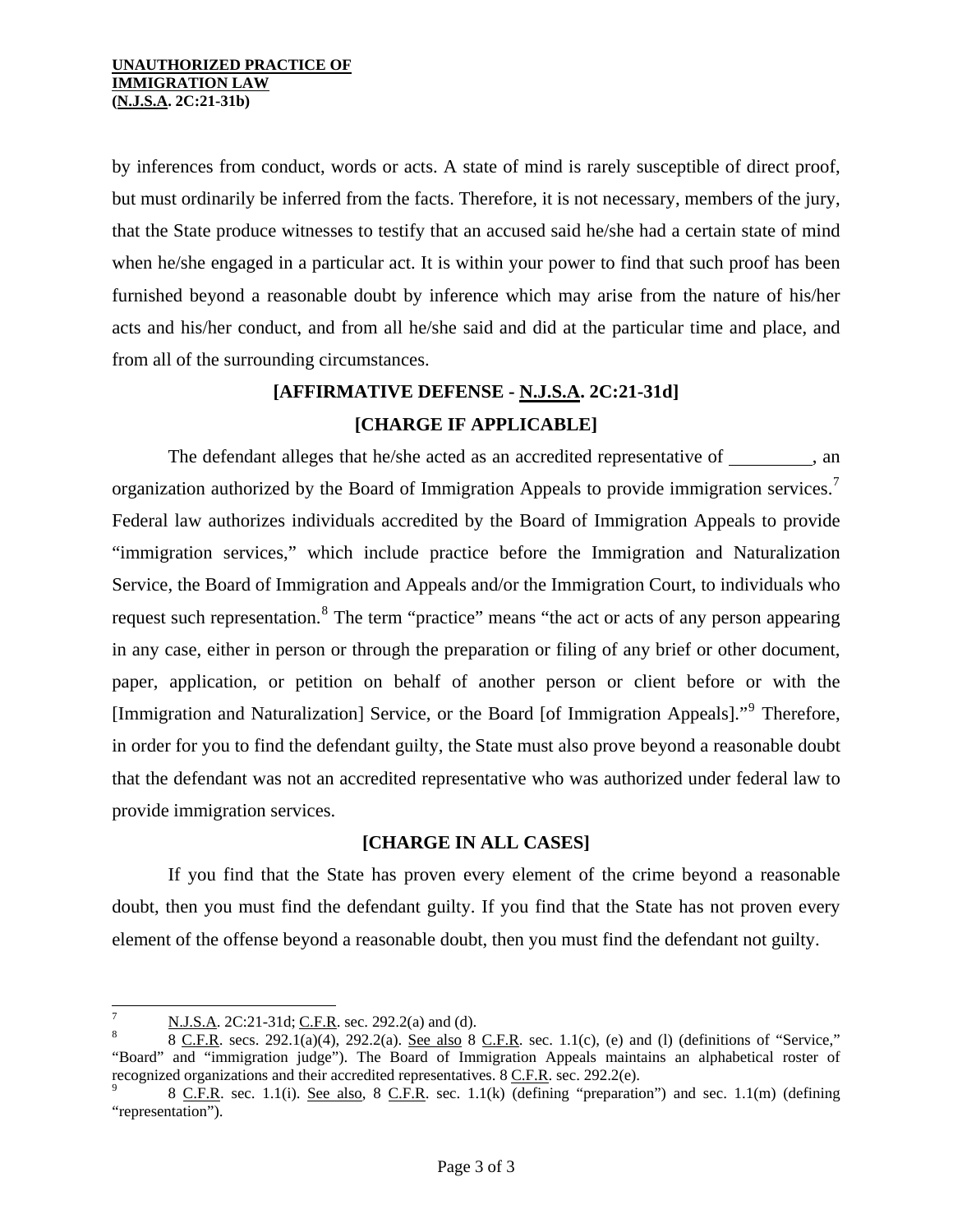by inferences from conduct, words or acts. A state of mind is rarely susceptible of direct proof, but must ordinarily be inferred from the facts. Therefore, it is not necessary, members of the jury, that the State produce witnesses to testify that an accused said he/she had a certain state of mind when he/she engaged in a particular act. It is within your power to find that such proof has been furnished beyond a reasonable doubt by inference which may arise from the nature of his/her acts and his/her conduct, and from all he/she said and did at the particular time and place, and from all of the surrounding circumstances.

**[AFFIRMATIVE DEFENSE - N.J.S.A. 2C:21-31d]**

**[CHARGE IF APPLICABLE]**

The defendant alleges that he/she acted as an accredited representative of _________, an organization authorized by the Board of Immigration Appeals to provide immigration services.[7] Federal law authorizes individuals accredited by the Board of Immigration Appeals to provide "immigration services," which include practice before the Immigration and Naturalization Service, the Board of Immigration and Appeals and/or the Immigration Court, to individuals who request such representation.[8] The term "practice" means "the act or acts of any person appearing in any case, either in person or through the preparation or filing of any brief or other document, paper, application, or petition on behalf of another person or client before or with the [Immigration and Naturalization] Service, or the Board [of Immigration Appeals]."[9] Therefore, in order for you to find the defendant guilty, the State must also prove beyond a reasonable doubt that the defendant was not an accredited representative who was authorized under federal law to provide immigration services.

**[CHARGE IN ALL CASES]**

If you find that the State has proven every element of the crime beyond a reasonable doubt, then you must find the defendant guilty. If you find that the State has not proven every element of the offense beyond a reasonable doubt, then you must find the defendant not guilty.

---

[7] N.J.S.A. 2C:21-31d; C.F.R. sec. 292.2(a) and (d).

[8] 8 C.F.R. secs. 292.1(a)(4), 292.2(a). See also 8 C.F.R. sec. 1.1(c), (e) and (l) (definitions of "Service," "Board" and "immigration judge"). The Board of Immigration Appeals maintains an alphabetical roster of recognized organizations and their accredited representatives. 8 C.F.R. sec. 292.2(e).

[9] 8 C.F.R. sec. 1.1(i). See also, 8 C.F.R. sec. 1.1(k) (defining "preparation") and sec. 1.1(m) (defining "representation").